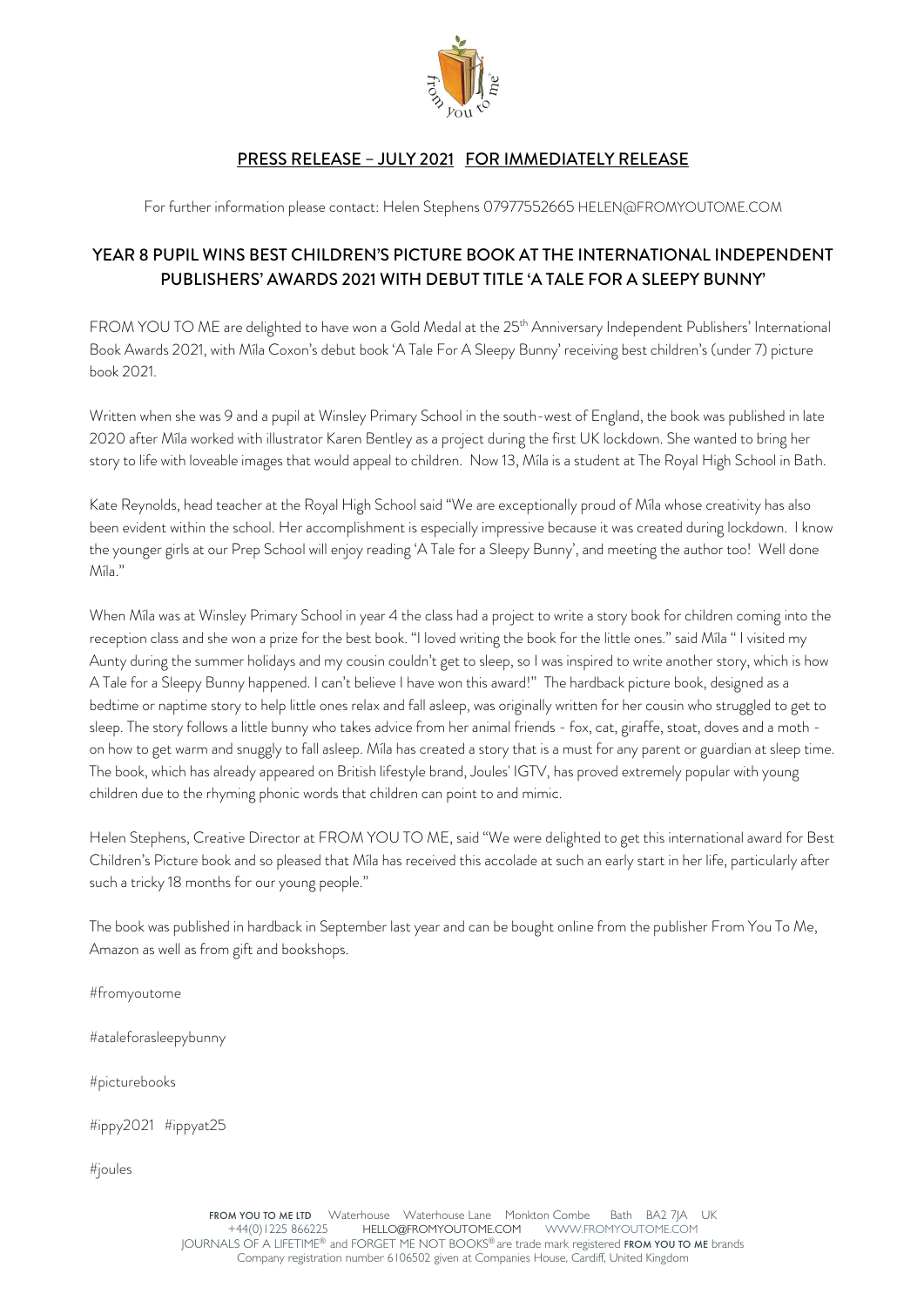**PRESS RELEASE – JULY 2021 FOR IMMEDIATELY RELEASE**

For further information please contact: Helen Stephens 07977552665 HELEN@FROMYOUTOME.COM

## YEAR 8 PUPIL WINS BEST CHILDREN'S PICTURE BOOK AT THE INTERNATIONAL INDEPENDENT PUBLISHERS' AWARDS 2021 WITH DEBUT TITLE 'A TALE FOR A SLEEPY BUNNY'

FROM YOU TO ME are delighted to have won a Gold Medal at the 25th Anniversary Independent Publishers' International Book Awards 2021, with Mila Coxon's debut book 'A Tale For A Sleepy Bunny' receiving best children's (under 7) picture book 2021.

Written when she was 9 and a pupil at Winsley Primary School in the south-west of England, the book was published in late 2020 after Mila worked with illustrator Karen Bentley as a project during the first UK lockdown. She wanted to bring her story to life with loveable images that would appeal to children. Now 13, Mila is a student at The Royal High School in Bath.

Kate Reynolds, head teacher at the Royal High School said "We are exceptionally proud of Mila whose creativity has also been evident within the school. Her accomplishment is especially impressive because it was created during lockdown. I know the younger girls at our Prep School will enjoy reading 'A Tale for a Sleepy Bunny', and meeting the author too! Well done Mila."

When Mila was at Winsley Primary School in year 4 the class had a project to write a story book for children coming into the reception class and she won a prize for the best book. "I loved writing the book for the little ones." said Mila " I visited my Aunty during the summer holidays and my cousin couldn't get to sleep, so I was inspired to write another story, which is how A Tale for a Sleepy Bunny happened. I can't believe I have won this award!" The hardback picture book, designed as a bedtime or naptime story to help little ones relax and fall asleep, was originally written for her cousin who struggled to get to sleep. The story follows a little bunny who takes advice from her animal friends - fox, cat, giraffe, stoat, doves and a moth - on how to get warm and snuggly to fall asleep. Mila has created a story that is a must for any parent or guardian at sleep time. The book, which has already appeared on British lifestyle brand, Joules' IGTV, has proved extremely popular with young children due to the rhyming phonic words that children can point to and mimic.

Helen Stephens, Creative Director at FROM YOU TO ME, said "We were delighted to get this international award for Best Children's Picture book and so pleased that Mila has received this accolade at such an early start in her life, particularly after such a tricky 18 months for our young people."

The book was published in hardback in September last year and can be bought online from the publisher From You To Me, Amazon as well as from gift and bookshops.

#fromyoutome

#ataleforasleepybunny

#picturebooks

#ippy2021 #ippyat25

#joules

**FROM YOU TO ME LTD** Waterhouse Waterhouse Lane Monkton Combe Bath BA2 7JA UK
+44(0)1225 866225 HELLO@FROMYOUTOME.COM WWW.FROMYOUTOME.COM
JOURNALS OF A LIFETIME® and FORGET ME NOT BOOKS® are trade mark registered **FROM YOU TO ME** brands
Company registration number 6106502 given at Companies House, Cardiff, United Kingdom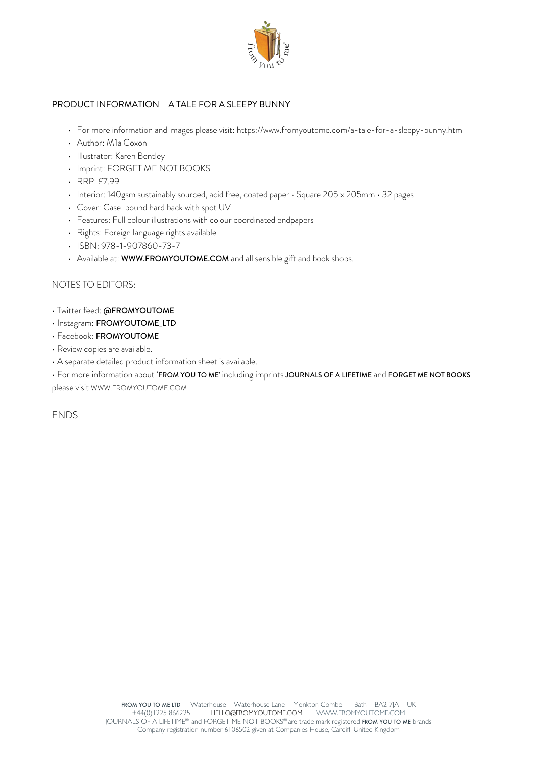## PRODUCT INFORMATION – A TALE FOR A SLEEPY BUNNY

- For more information and images please visit: https://www.fromyoutome.com/a-tale-for-a-sleepy-bunny.html
- Author: Mîla Coxon
- Illustrator: Karen Bentley
- Imprint: FORGET ME NOT BOOKS
- RRP: £7.99
- Interior: 140gsm sustainably sourced, acid free, coated paper • Square 205 x 205mm • 32 pages
- Cover: Case-bound hard back with spot UV
- Features: Full colour illustrations with colour coordinated endpapers
- Rights: Foreign language rights available
- ISBN: 978-1-907860-73-7
- Available at: **WWW.FROMYOUTOME.COM** and all sensible gift and book shops.

## NOTES TO EDITORS:

- Twitter feed: **@FROMYOUTOME**
- Instagram: **FROMYOUTOME_LTD**
- Facebook: **FROMYOUTOME**
- Review copies are available.
- A separate detailed product information sheet is available.
- For more information about '**FROM YOU TO ME**' including imprints **JOURNALS OF A LIFETIME** and **FORGET ME NOT BOOKS** please visit WWW.FROMYOUTOME.COM

ENDS

**FROM YOU TO ME LTD** Waterhouse Waterhouse Lane Monkton Combe Bath BA2 7JA UK
+44(0)1225 866225 HELLO@FROMYOUTOME.COM WWW.FROMYOUTOME.COM
JOURNALS OF A LIFETIME® and FORGET ME NOT BOOKS® are trade mark registered **FROM YOU TO ME** brands
Company registration number 6106502 given at Companies House, Cardiff, United Kingdom